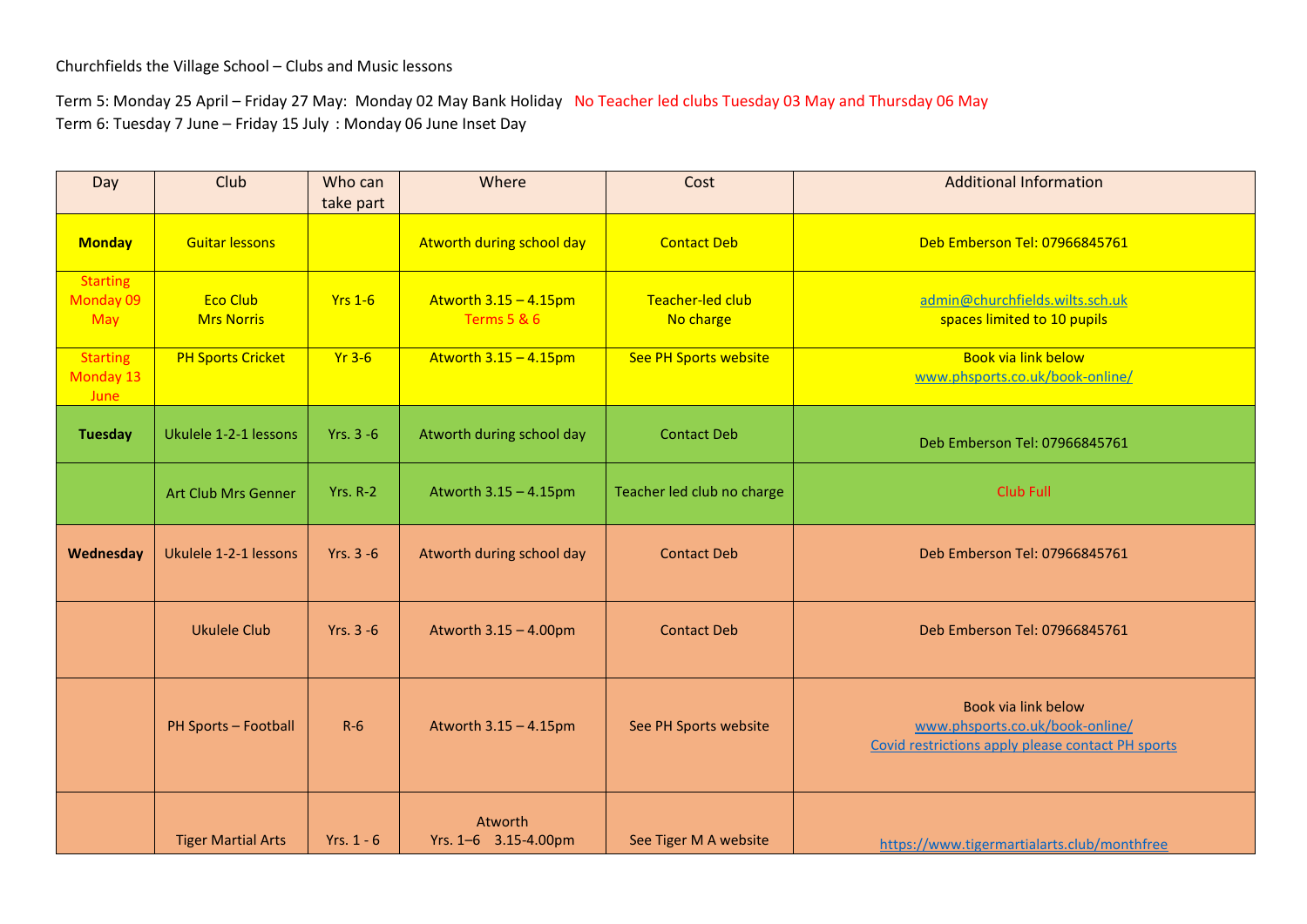Churchfields the Village School – Clubs and Music lessons

Term 5: Monday 25 April – Friday 27 May: Monday 02 May Bank Holiday No Teacher led clubs Tuesday 03 May and Thursday 06 May
Term 6: Tuesday 7 June – Friday 15 July : Monday 06 June Inset Day

| Day | Club | Who can take part | Where | Cost | Additional Information |
|---|---|---|---|---|---|
| **Monday** | Guitar lessons | | Atworth during school day | Contact Deb | Deb Emberson Tel: 07966845761 |
| Starting Monday 09 May | Eco Club Mrs Norris | Yrs 1-6 | Atworth 3.15 – 4.15pm Terms 5 & 6 | Teacher-led club No charge | admin@churchfields.wilts.sch.uk spaces limited to 10 pupils |
| Starting Monday 13 June | PH Sports Cricket | Yr 3-6 | Atworth 3.15 – 4.15pm | See PH Sports website | Book via link below www.phsports.co.uk/book-online/ |
| **Tuesday** | Ukulele 1-2-1 lessons | Yrs. 3 -6 | Atworth during school day | Contact Deb | Deb Emberson Tel: 07966845761 |
| | Art Club Mrs Genner | Yrs. R-2 | Atworth 3.15 – 4.15pm | Teacher led club no charge | Club Full |
| **Wednesday** | Ukulele 1-2-1 lessons | Yrs. 3 -6 | Atworth during school day | Contact Deb | Deb Emberson Tel: 07966845761 |
| | Ukulele Club | Yrs. 3 -6 | Atworth 3.15 – 4.00pm | Contact Deb | Deb Emberson Tel: 07966845761 |
| | PH Sports – Football | R-6 | Atworth 3.15 – 4.15pm | See PH Sports website | Book via link below www.phsports.co.uk/book-online/ Covid restrictions apply please contact PH sports |
| | Tiger Martial Arts | Yrs. 1 - 6 | Atworth Yrs. 1–6 3.15-4.00pm | See Tiger M A website | https://www.tigermartialarts.club/monthfree |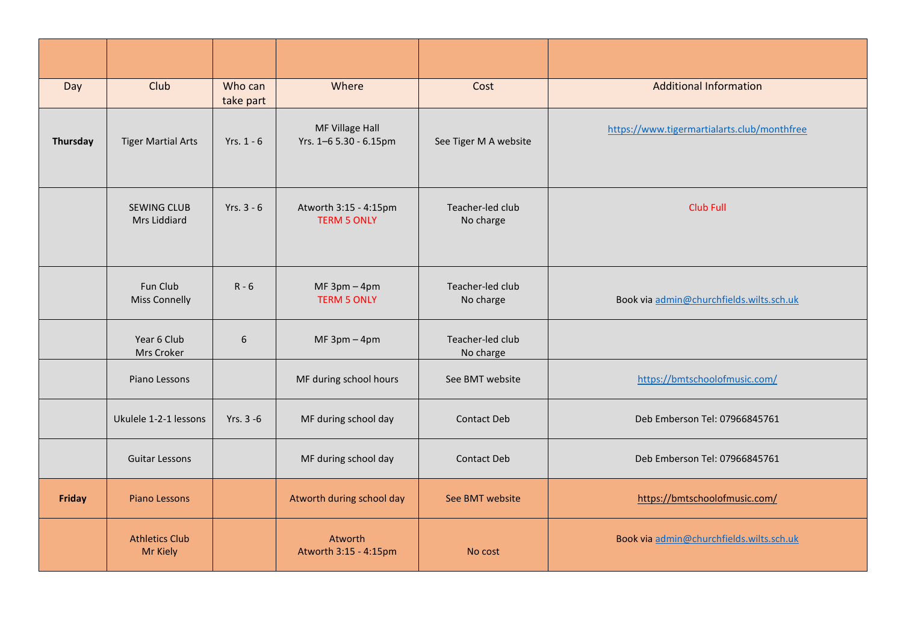| | | | | | |
|---|---|---|---|---|---|
| Day | Club | Who can take part | Where | Cost | Additional Information |
| **Thursday** | Tiger Martial Arts | Yrs. 1 - 6 | MF Village Hall<br>Yrs. 1–6 5.30 - 6.15pm | See Tiger M A website | https://www.tigermartialarts.club/monthfree |
| | SEWING CLUB<br>Mrs Liddiard | Yrs. 3 - 6 | Atworth 3:15 - 4:15pm<br>TERM 5 ONLY | Teacher-led club<br>No charge | Club Full |
| | Fun Club<br>Miss Connelly | R - 6 | MF 3pm – 4pm<br>TERM 5 ONLY | Teacher-led club<br>No charge | Book via admin@churchfields.wilts.sch.uk |
| | Year 6 Club<br>Mrs Croker | 6 | MF 3pm – 4pm | Teacher-led club<br>No charge | |
| | Piano Lessons | | MF during school hours | See BMT website | https://bmtschoolofmusic.com/ |
| | Ukulele 1-2-1 lessons | Yrs. 3 -6 | MF during school day | Contact Deb | Deb Emberson Tel: 07966845761 |
| | Guitar Lessons | | MF during school day | Contact Deb | Deb Emberson Tel: 07966845761 |
| **Friday** | Piano Lessons | | Atworth during school day | See BMT website | https://bmtschoolofmusic.com/ |
| | Athletics Club<br>Mr Kiely | | Atworth<br>Atworth 3:15 - 4:15pm | No cost | Book via admin@churchfields.wilts.sch.uk |